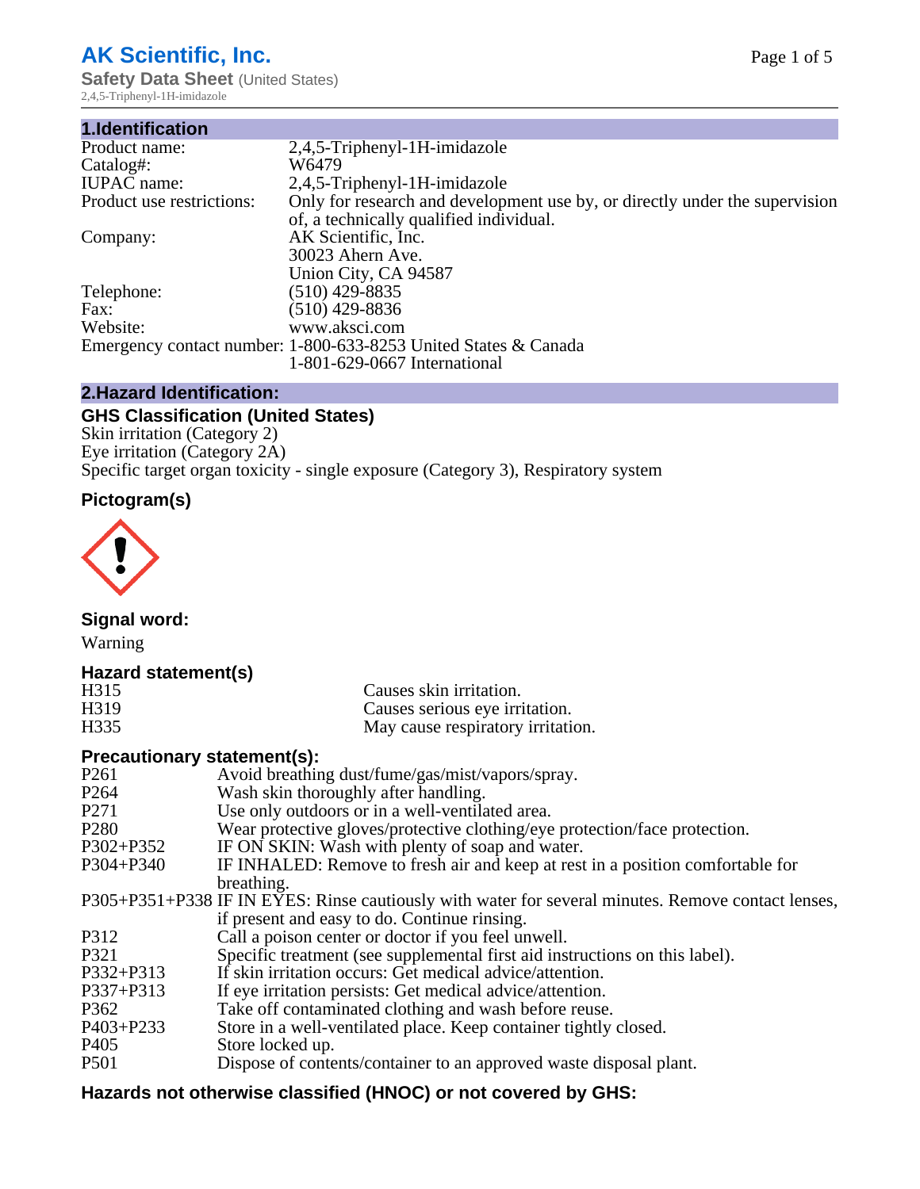# AK Scientific, Inc.

**Safety Data Sheet** (United States)
2,4,5-Triphenyl-1H-imidazole

## 1.Identification

| | |
|---|---|
| Product name: | 2,4,5-Triphenyl-1H-imidazole |
| Catalog#: | W6479 |
| IUPAC name: | 2,4,5-Triphenyl-1H-imidazole |
| Product use restrictions: | Only for research and development use by, or directly under the supervision of, a technically qualified individual. |
| Company: | AK Scientific, Inc.<br>30023 Ahern Ave.<br>Union City, CA 94587 |
| Telephone: | (510) 429-8835 |
| Fax: | (510) 429-8836 |
| Website: | www.aksci.com |
| Emergency contact number: | 1-800-633-8253 United States & Canada<br>1-801-629-0667 International |

## 2.Hazard Identification:

### GHS Classification (United States)

Skin irritation (Category 2)
Eye irritation (Category 2A)
Specific target organ toxicity - single exposure (Category 3), Respiratory system

### Pictogram(s)

### Signal word:

Warning

### Hazard statement(s)

| | |
|---|---|
| H315 | Causes skin irritation. |
| H319 | Causes serious eye irritation. |
| H335 | May cause respiratory irritation. |

### Precautionary statement(s):

| | |
|---|---|
| P261 | Avoid breathing dust/fume/gas/mist/vapors/spray. |
| P264 | Wash skin thoroughly after handling. |
| P271 | Use only outdoors or in a well-ventilated area. |
| P280 | Wear protective gloves/protective clothing/eye protection/face protection. |
| P302+P352 | IF ON SKIN: Wash with plenty of soap and water. |
| P304+P340 | IF INHALED: Remove to fresh air and keep at rest in a position comfortable for breathing. |
| P305+P351+P338 | IF IN EYES: Rinse cautiously with water for several minutes. Remove contact lenses, if present and easy to do. Continue rinsing. |
| P312 | Call a poison center or doctor if you feel unwell. |
| P321 | Specific treatment (see supplemental first aid instructions on this label). |
| P332+P313 | If skin irritation occurs: Get medical advice/attention. |
| P337+P313 | If eye irritation persists: Get medical advice/attention. |
| P362 | Take off contaminated clothing and wash before reuse. |
| P403+P233 | Store in a well-ventilated place. Keep container tightly closed. |
| P405 | Store locked up. |
| P501 | Dispose of contents/container to an approved waste disposal plant. |

### Hazards not otherwise classified (HNOC) or not covered by GHS: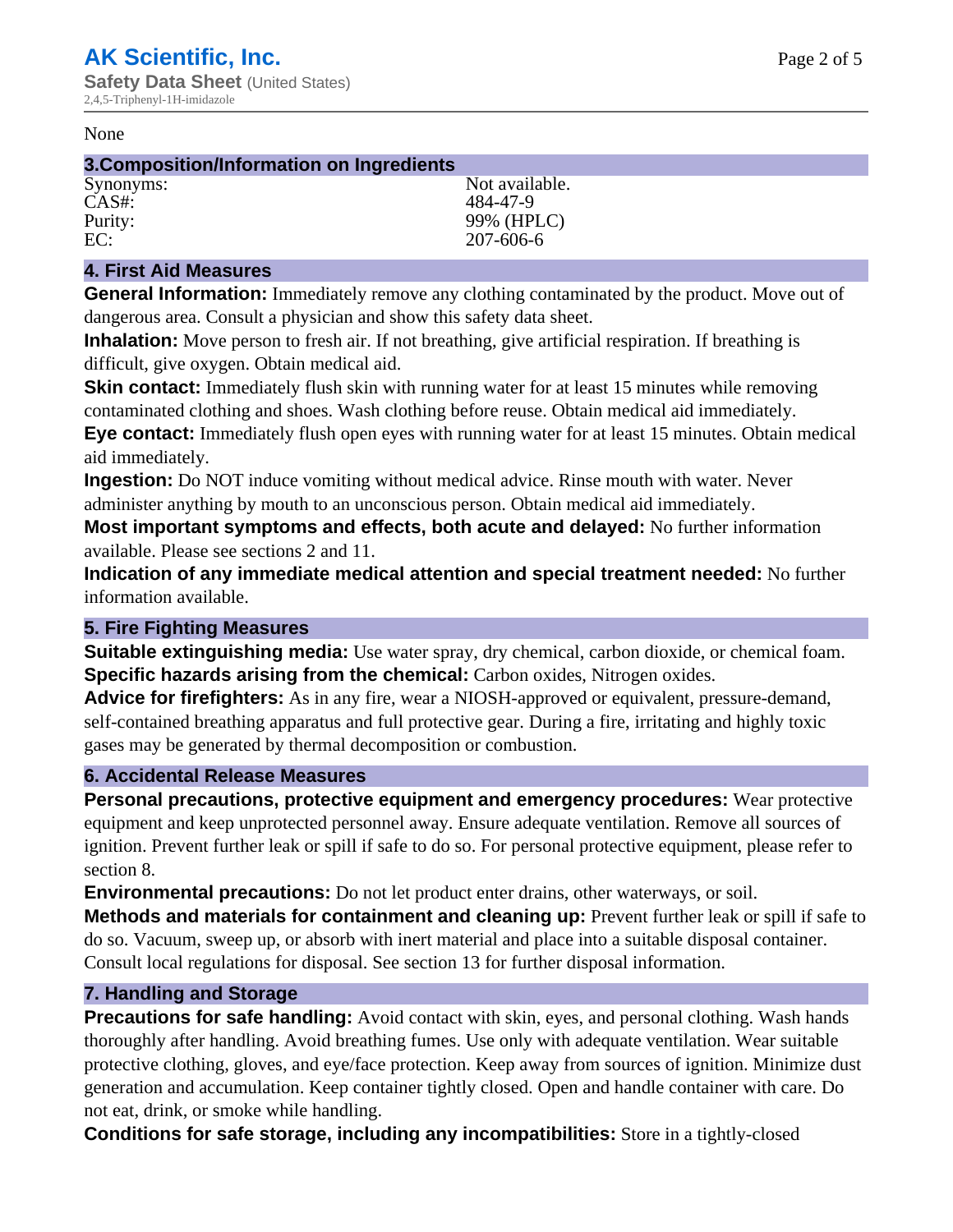None

## 3.Composition/Information on Ingredients

| | |
|---|---|
| Synonyms: | Not available. |
| CAS#: | 484-47-9 |
| Purity: | 99% (HPLC) |
| EC: | 207-606-6 |

## 4. First Aid Measures

**General Information:** Immediately remove any clothing contaminated by the product. Move out of dangerous area. Consult a physician and show this safety data sheet.

**Inhalation:** Move person to fresh air. If not breathing, give artificial respiration. If breathing is difficult, give oxygen. Obtain medical aid.

**Skin contact:** Immediately flush skin with running water for at least 15 minutes while removing contaminated clothing and shoes. Wash clothing before reuse. Obtain medical aid immediately.

**Eye contact:** Immediately flush open eyes with running water for at least 15 minutes. Obtain medical aid immediately.

**Ingestion:** Do NOT induce vomiting without medical advice. Rinse mouth with water. Never administer anything by mouth to an unconscious person. Obtain medical aid immediately.

**Most important symptoms and effects, both acute and delayed:** No further information available. Please see sections 2 and 11.

**Indication of any immediate medical attention and special treatment needed:** No further information available.

## 5. Fire Fighting Measures

**Suitable extinguishing media:** Use water spray, dry chemical, carbon dioxide, or chemical foam.

**Specific hazards arising from the chemical:** Carbon oxides, Nitrogen oxides.

**Advice for firefighters:** As in any fire, wear a NIOSH-approved or equivalent, pressure-demand, self-contained breathing apparatus and full protective gear. During a fire, irritating and highly toxic gases may be generated by thermal decomposition or combustion.

## 6. Accidental Release Measures

**Personal precautions, protective equipment and emergency procedures:** Wear protective equipment and keep unprotected personnel away. Ensure adequate ventilation. Remove all sources of ignition. Prevent further leak or spill if safe to do so. For personal protective equipment, please refer to section 8.

**Environmental precautions:** Do not let product enter drains, other waterways, or soil.

**Methods and materials for containment and cleaning up:** Prevent further leak or spill if safe to do so. Vacuum, sweep up, or absorb with inert material and place into a suitable disposal container. Consult local regulations for disposal. See section 13 for further disposal information.

## 7. Handling and Storage

**Precautions for safe handling:** Avoid contact with skin, eyes, and personal clothing. Wash hands thoroughly after handling. Avoid breathing fumes. Use only with adequate ventilation. Wear suitable protective clothing, gloves, and eye/face protection. Keep away from sources of ignition. Minimize dust generation and accumulation. Keep container tightly closed. Open and handle container with care. Do not eat, drink, or smoke while handling.

**Conditions for safe storage, including any incompatibilities:** Store in a tightly-closed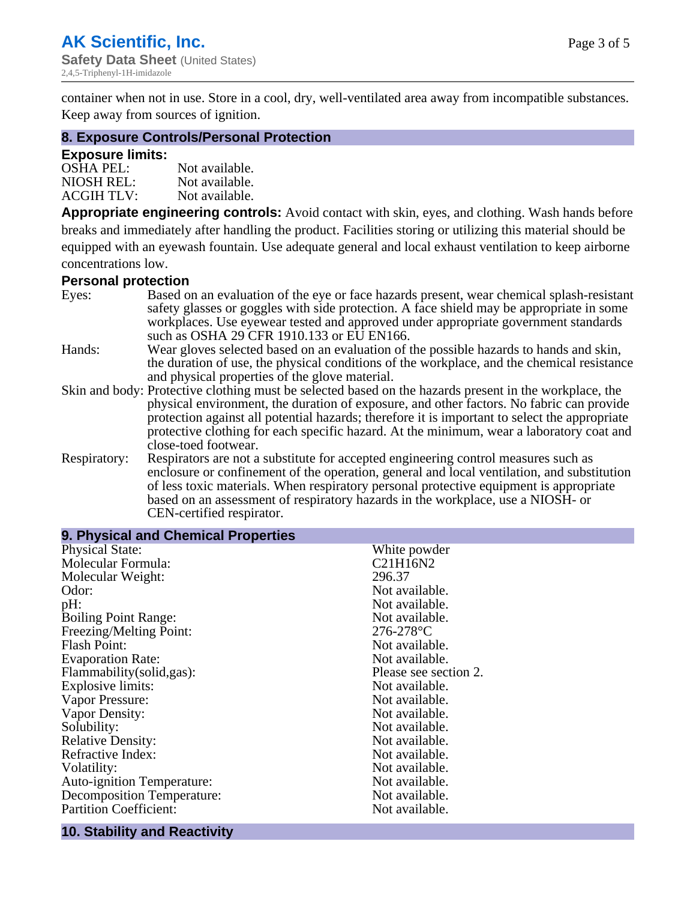container when not in use. Store in a cool, dry, well-ventilated area away from incompatible substances. Keep away from sources of ignition.

## 8. Exposure Controls/Personal Protection

### Exposure limits:

| | |
|---|---|
| OSHA PEL: | Not available. |
| NIOSH REL: | Not available. |
| ACGIH TLV: | Not available. |

**Appropriate engineering controls:** Avoid contact with skin, eyes, and clothing. Wash hands before breaks and immediately after handling the product. Facilities storing or utilizing this material should be equipped with an eyewash fountain. Use adequate general and local exhaust ventilation to keep airborne concentrations low.

### Personal protection

Eyes: Based on an evaluation of the eye or face hazards present, wear chemical splash-resistant safety glasses or goggles with side protection. A face shield may be appropriate in some workplaces. Use eyewear tested and approved under appropriate government standards such as OSHA 29 CFR 1910.133 or EU EN166.

Hands: Wear gloves selected based on an evaluation of the possible hazards to hands and skin, the duration of use, the physical conditions of the workplace, and the chemical resistance and physical properties of the glove material.

Skin and body: Protective clothing must be selected based on the hazards present in the workplace, the physical environment, the duration of exposure, and other factors. No fabric can provide protection against all potential hazards; therefore it is important to select the appropriate protective clothing for each specific hazard. At the minimum, wear a laboratory coat and close-toed footwear.

Respiratory: Respirators are not a substitute for accepted engineering control measures such as enclosure or confinement of the operation, general and local ventilation, and substitution of less toxic materials. When respiratory personal protective equipment is appropriate based on an assessment of respiratory hazards in the workplace, use a NIOSH- or CEN-certified respirator.

## 9. Physical and Chemical Properties

| | |
|---|---|
| Physical State: | White powder |
| Molecular Formula: | $C_{21}H_{16}N_2$ |
| Molecular Weight: | 296.37 |
| Odor: | Not available. |
| pH: | Not available. |
| Boiling Point Range: | Not available. |
| Freezing/Melting Point: | 276-278°C |
| Flash Point: | Not available. |
| Evaporation Rate: | Not available. |
| Flammability(solid,gas): | Please see section 2. |
| Explosive limits: | Not available. |
| Vapor Pressure: | Not available. |
| Vapor Density: | Not available. |
| Solubility: | Not available. |
| Relative Density: | Not available. |
| Refractive Index: | Not available. |
| Volatility: | Not available. |
| Auto-ignition Temperature: | Not available. |
| Decomposition Temperature: | Not available. |
| Partition Coefficient: | Not available. |

## 10. Stability and Reactivity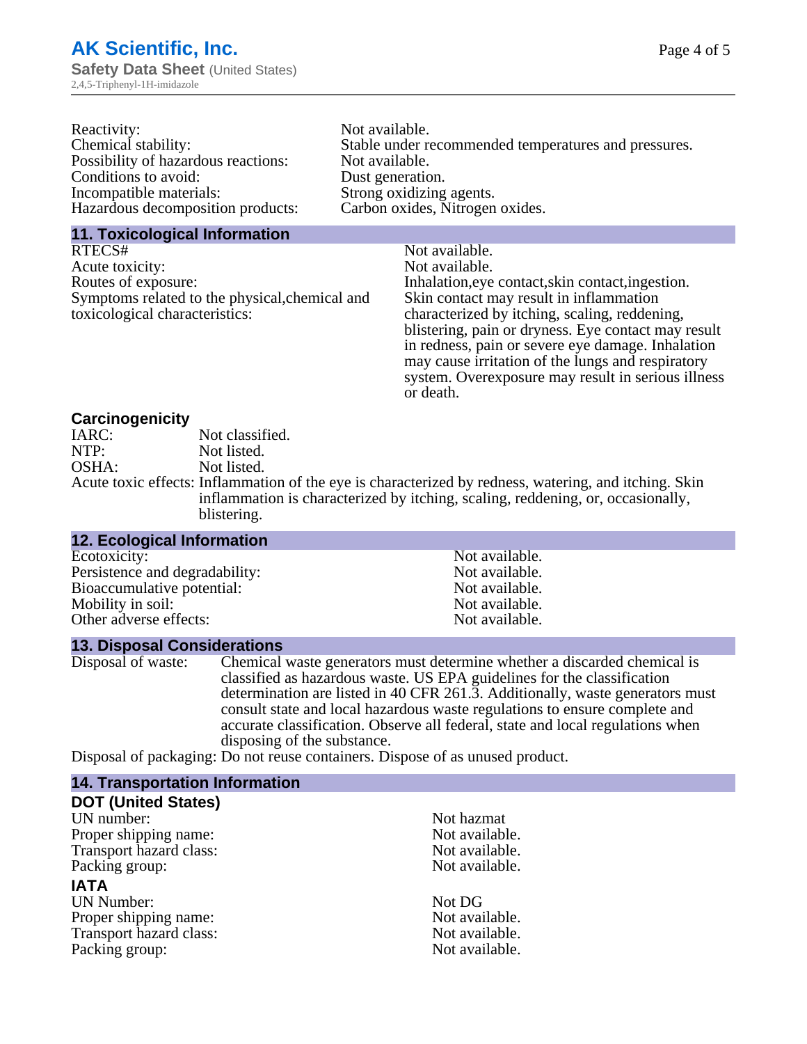| | |
|---|---|
| Reactivity: | Not available. |
| Chemical stability: | Stable under recommended temperatures and pressures. |
| Possibility of hazardous reactions: | Not available. |
| Conditions to avoid: | Dust generation. |
| Incompatible materials: | Strong oxidizing agents. |
| Hazardous decomposition products: | Carbon oxides, Nitrogen oxides. |

## 11. Toxicological Information

| | |
|---|---|
| RTECS# | Not available. |
| Acute toxicity: | Not available. |
| Routes of exposure: | Inhalation,eye contact,skin contact,ingestion. |
| Symptoms related to the physical,chemical and toxicological characteristics: | Skin contact may result in inflammation characterized by itching, scaling, reddening, blistering, pain or dryness. Eye contact may result in redness, pain or severe eye damage. Inhalation may cause irritation of the lungs and respiratory system. Overexposure may result in serious illness or death. |

### Carcinogenicity

| | |
|---|---|
| IARC: | Not classified. |
| NTP: | Not listed. |
| OSHA: | Not listed. |
| Acute toxic effects: | Inflammation of the eye is characterized by redness, watering, and itching. Skin inflammation is characterized by itching, scaling, reddening, or, occasionally, blistering. |

## 12. Ecological Information

| | |
|---|---|
| Ecotoxicity: | Not available. |
| Persistence and degradability: | Not available. |
| Bioaccumulative potential: | Not available. |
| Mobility in soil: | Not available. |
| Other adverse effects: | Not available. |

## 13. Disposal Considerations

| | |
|---|---|
| Disposal of waste: | Chemical waste generators must determine whether a discarded chemical is classified as hazardous waste. US EPA guidelines for the classification determination are listed in 40 CFR 261.3. Additionally, waste generators must consult state and local hazardous waste regulations to ensure complete and accurate classification. Observe all federal, state and local regulations when disposing of the substance. |
| Disposal of packaging: | Do not reuse containers. Dispose of as unused product. |

## 14. Transportation Information

### DOT (United States)

| | |
|---|---|
| UN number: | Not hazmat |
| Proper shipping name: | Not available. |
| Transport hazard class: | Not available. |
| Packing group: | Not available. |

### IATA

| | |
|---|---|
| UN Number: | Not DG |
| Proper shipping name: | Not available. |
| Transport hazard class: | Not available. |
| Packing group: | Not available. |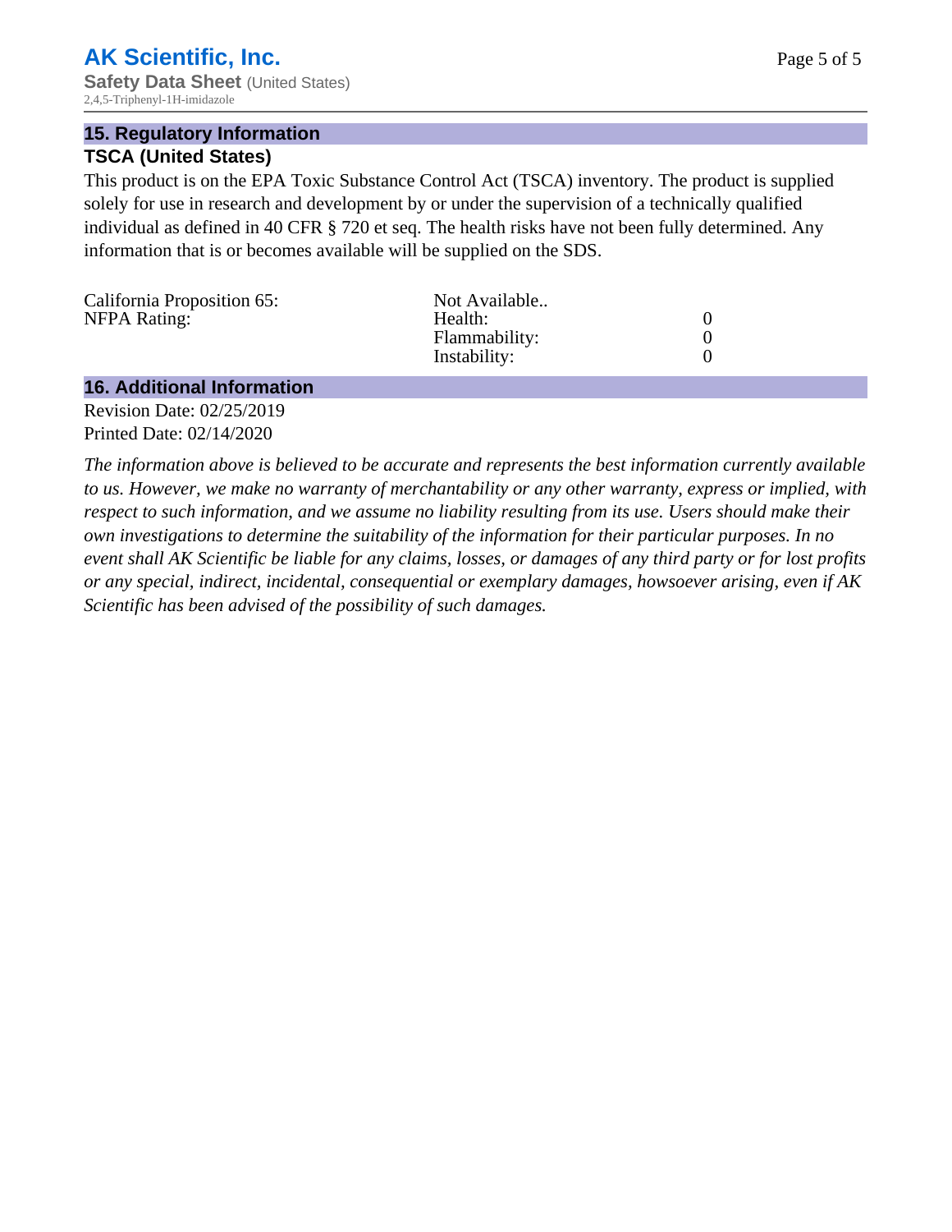## 15. Regulatory Information

### TSCA (United States)

This product is on the EPA Toxic Substance Control Act (TSCA) inventory. The product is supplied solely for use in research and development by or under the supervision of a technically qualified individual as defined in 40 CFR § 720 et seq. The health risks have not been fully determined. Any information that is or becomes available will be supplied on the SDS.

| | | |
|---|---|---|
| California Proposition 65: | Not Available.. | |
| NFPA Rating: | Health: | 0 |
| | Flammability: | 0 |
| | Instability: | 0 |

## 16. Additional Information

Revision Date: 02/25/2019
Printed Date: 02/14/2020

*The information above is believed to be accurate and represents the best information currently available to us. However, we make no warranty of merchantability or any other warranty, express or implied, with respect to such information, and we assume no liability resulting from its use. Users should make their own investigations to determine the suitability of the information for their particular purposes. In no event shall AK Scientific be liable for any claims, losses, or damages of any third party or for lost profits or any special, indirect, incidental, consequential or exemplary damages, howsoever arising, even if AK Scientific has been advised of the possibility of such damages.*